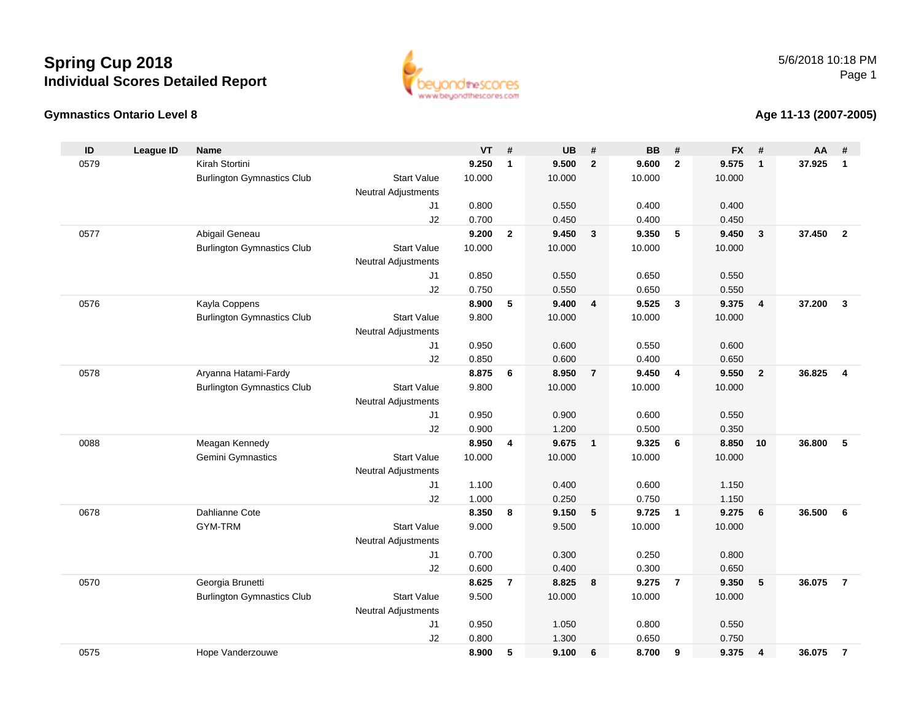# Spring Cup 2018

## Individual Scores Detailed Report

5/6/2018 10:18 PM

### Gymnastics Ontario Level 8

### Age 11-13 (2007-2005)

| ID | League ID | Name | | VT | # | UB | # | BB | # | FX | # | AA | # |
|---|---|---|---|---|---|---|---|---|---|---|---|---|---|
| 0579 | | Kirah Stortini | | **9.250** | **1** | **9.500** | **2** | **9.600** | **2** | **9.575** | **1** | **37.925** | **1** |
| | | Burlington Gymnastics Club | Start Value | 10.000 | | 10.000 | | 10.000 | | 10.000 | | | |
| | | | Neutral Adjustments | | | | | | | | | | |
| | | | J1 | 0.800 | | 0.550 | | 0.400 | | 0.400 | | | |
| | | | J2 | 0.700 | | 0.450 | | 0.400 | | 0.450 | | | |
| 0577 | | Abigail Geneau | | **9.200** | **2** | **9.450** | **3** | **9.350** | **5** | **9.450** | **3** | **37.450** | **2** |
| | | Burlington Gymnastics Club | Start Value | 10.000 | | 10.000 | | 10.000 | | 10.000 | | | |
| | | | Neutral Adjustments | | | | | | | | | | |
| | | | J1 | 0.850 | | 0.550 | | 0.650 | | 0.550 | | | |
| | | | J2 | 0.750 | | 0.550 | | 0.650 | | 0.550 | | | |
| 0576 | | Kayla Coppens | | **8.900** | **5** | **9.400** | **4** | **9.525** | **3** | **9.375** | **4** | **37.200** | **3** |
| | | Burlington Gymnastics Club | Start Value | 9.800 | | 10.000 | | 10.000 | | 10.000 | | | |
| | | | Neutral Adjustments | | | | | | | | | | |
| | | | J1 | 0.950 | | 0.600 | | 0.550 | | 0.600 | | | |
| | | | J2 | 0.850 | | 0.600 | | 0.400 | | 0.650 | | | |
| 0578 | | Aryanna Hatami-Fardy | | **8.875** | **6** | **8.950** | **7** | **9.450** | **4** | **9.550** | **2** | **36.825** | **4** |
| | | Burlington Gymnastics Club | Start Value | 9.800 | | 10.000 | | 10.000 | | 10.000 | | | |
| | | | Neutral Adjustments | | | | | | | | | | |
| | | | J1 | 0.950 | | 0.900 | | 0.600 | | 0.550 | | | |
| | | | J2 | 0.900 | | 1.200 | | 0.500 | | 0.350 | | | |
| 0088 | | Meagan Kennedy | | **8.950** | **4** | **9.675** | **1** | **9.325** | **6** | **8.850** | **10** | **36.800** | **5** |
| | | Gemini Gymnastics | Start Value | 10.000 | | 10.000 | | 10.000 | | 10.000 | | | |
| | | | Neutral Adjustments | | | | | | | | | | |
| | | | J1 | 1.100 | | 0.400 | | 0.600 | | 1.150 | | | |
| | | | J2 | 1.000 | | 0.250 | | 0.750 | | 1.150 | | | |
| 0678 | | Dahlianne Cote | | **8.350** | **8** | **9.150** | **5** | **9.725** | **1** | **9.275** | **6** | **36.500** | **6** |
| | | GYM-TRM | Start Value | 9.000 | | 9.500 | | 10.000 | | 10.000 | | | |
| | | | Neutral Adjustments | | | | | | | | | | |
| | | | J1 | 0.700 | | 0.300 | | 0.250 | | 0.800 | | | |
| | | | J2 | 0.600 | | 0.400 | | 0.300 | | 0.650 | | | |
| 0570 | | Georgia Brunetti | | **8.625** | **7** | **8.825** | **8** | **9.275** | **7** | **9.350** | **5** | **36.075** | **7** |
| | | Burlington Gymnastics Club | Start Value | 9.500 | | 10.000 | | 10.000 | | 10.000 | | | |
| | | | Neutral Adjustments | | | | | | | | | | |
| | | | J1 | 0.950 | | 1.050 | | 0.800 | | 0.550 | | | |
| | | | J2 | 0.800 | | 1.300 | | 0.650 | | 0.750 | | | |
| 0575 | | Hope Vanderzouwe | | **8.900** | **5** | **9.100** | **6** | **8.700** | **9** | **9.375** | **4** | **36.075** | **7** |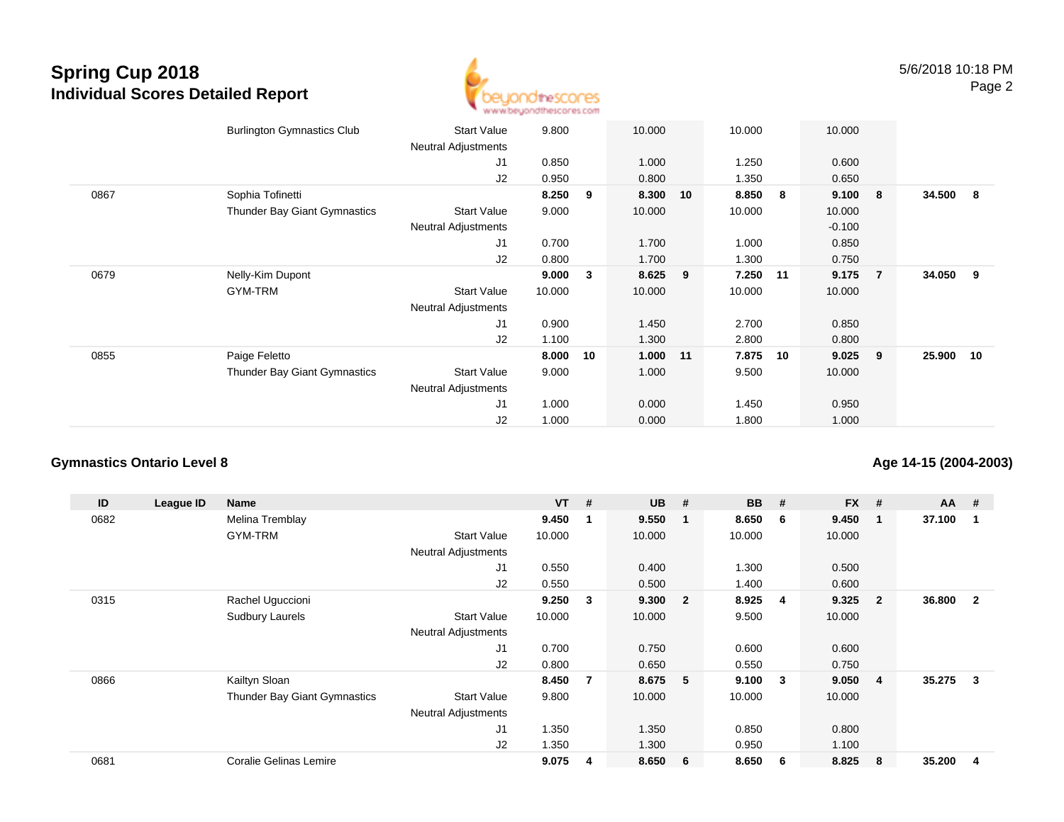# Spring Cup 2018
## Individual Scores Detailed Report

5/6/2018 10:18 PM

| ID | League ID | Name | | VT | # | UB | # | BB | # | FX | # | AA | # |
|---|---|---|---|---|---|---|---|---|---|---|---|---|---|
| | | Burlington Gymnastics Club | Start Value | 9.800 | | 10.000 | | 10.000 | | 10.000 | | | |
| | | | Neutral Adjustments | | | | | | | | | | |
| | | | J1 | 0.850 | | 1.000 | | 1.250 | | 0.600 | | | |
| | | | J2 | 0.950 | | 0.800 | | 1.350 | | 0.650 | | | |
| 0867 | | Sophia Tofinetti | | **8.250** | **9** | **8.300** | **10** | **8.850** | **8** | **9.100** | **8** | **34.500** | **8** |
| | | Thunder Bay Giant Gymnastics | Start Value | 9.000 | | 10.000 | | 10.000 | | 10.000 | | | |
| | | | Neutral Adjustments | | | | | | | -0.100 | | | |
| | | | J1 | 0.700 | | 1.700 | | 1.000 | | 0.850 | | | |
| | | | J2 | 0.800 | | 1.700 | | 1.300 | | 0.750 | | | |
| 0679 | | Nelly-Kim Dupont | | **9.000** | **3** | **8.625** | **9** | **7.250** | **11** | **9.175** | **7** | **34.050** | **9** |
| | | GYM-TRM | Start Value | 10.000 | | 10.000 | | 10.000 | | 10.000 | | | |
| | | | Neutral Adjustments | | | | | | | | | | |
| | | | J1 | 0.900 | | 1.450 | | 2.700 | | 0.850 | | | |
| | | | J2 | 1.100 | | 1.300 | | 2.800 | | 0.800 | | | |
| 0855 | | Paige Feletto | | **8.000** | **10** | **1.000** | **11** | **7.875** | **10** | **9.025** | **9** | **25.900** | **10** |
| | | Thunder Bay Giant Gymnastics | Start Value | 9.000 | | 1.000 | | 9.500 | | 10.000 | | | |
| | | | Neutral Adjustments | | | | | | | | | | |
| | | | J1 | 1.000 | | 0.000 | | 1.450 | | 0.950 | | | |
| | | | J2 | 1.000 | | 0.000 | | 1.800 | | 1.000 | | | |

### Gymnastics Ontario Level 8

**Age 14-15 (2004-2003)**

| ID | League ID | Name | | VT | # | UB | # | BB | # | FX | # | AA | # |
|---|---|---|---|---|---|---|---|---|---|---|---|---|---|
| 0682 | | Melina Tremblay | | **9.450** | **1** | **9.550** | **1** | **8.650** | **6** | **9.450** | **1** | **37.100** | **1** |
| | | GYM-TRM | Start Value | 10.000 | | 10.000 | | 10.000 | | 10.000 | | | |
| | | | Neutral Adjustments | | | | | | | | | | |
| | | | J1 | 0.550 | | 0.400 | | 1.300 | | 0.500 | | | |
| | | | J2 | 0.550 | | 0.500 | | 1.400 | | 0.600 | | | |
| 0315 | | Rachel Uguccioni | | **9.250** | **3** | **9.300** | **2** | **8.925** | **4** | **9.325** | **2** | **36.800** | **2** |
| | | Sudbury Laurels | Start Value | 10.000 | | 10.000 | | 9.500 | | 10.000 | | | |
| | | | Neutral Adjustments | | | | | | | | | | |
| | | | J1 | 0.700 | | 0.750 | | 0.600 | | 0.600 | | | |
| | | | J2 | 0.800 | | 0.650 | | 0.550 | | 0.750 | | | |
| 0866 | | Kailtyn Sloan | | **8.450** | **7** | **8.675** | **5** | **9.100** | **3** | **9.050** | **4** | **35.275** | **3** |
| | | Thunder Bay Giant Gymnastics | Start Value | 9.800 | | 10.000 | | 10.000 | | 10.000 | | | |
| | | | Neutral Adjustments | | | | | | | | | | |
| | | | J1 | 1.350 | | 1.350 | | 0.850 | | 0.800 | | | |
| | | | J2 | 1.350 | | 1.300 | | 0.950 | | 1.100 | | | |
| 0681 | | Coralie Gelinas Lemire | | **9.075** | **4** | **8.650** | **6** | **8.650** | **6** | **8.825** | **8** | **35.200** | **4** |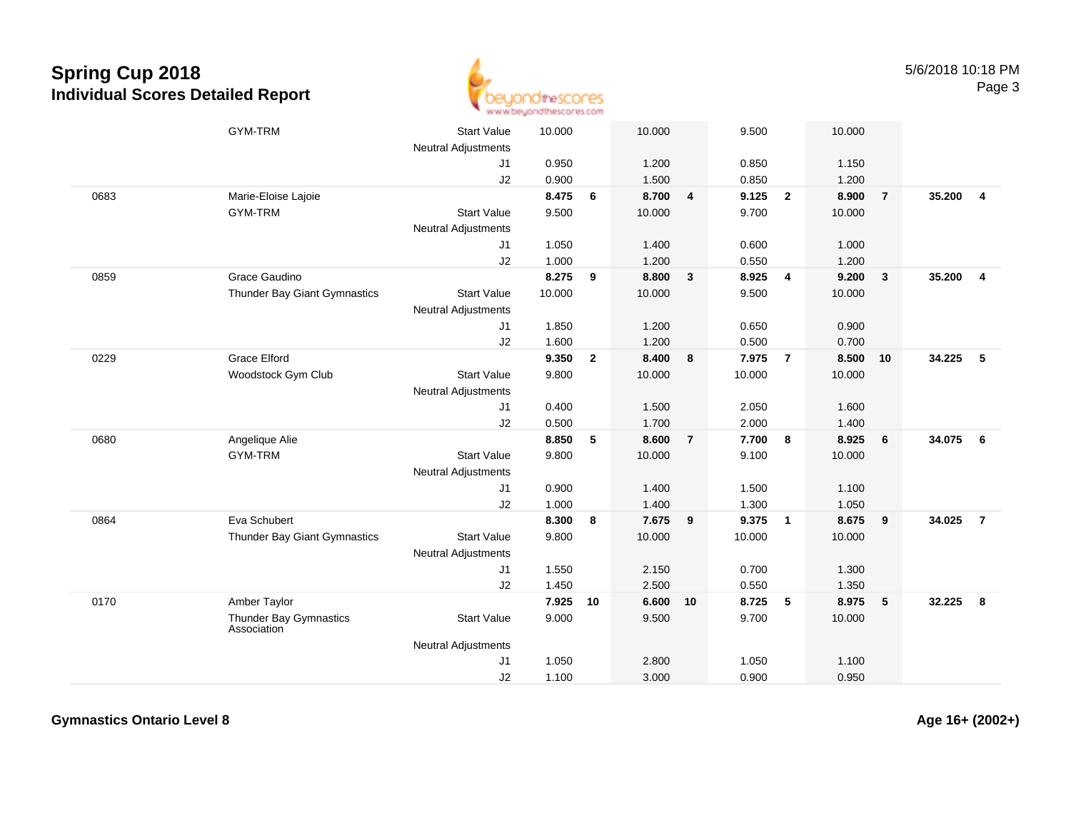# Spring Cup 2018
## Individual Scores Detailed Report

| | | | | | | | | | | | | |
|---|---|---|---|---|---|---|---|---|---|---|---|---|
| | GYM-TRM | Start Value | 10.000 | | 10.000 | | 9.500 | | 10.000 | | | |
| | | Neutral Adjustments | | | | | | | | | | |
| | | J1 | 0.950 | | 1.200 | | 0.850 | | 1.150 | | | |
| | | J2 | 0.900 | | 1.500 | | 0.850 | | 1.200 | | | |
| 0683 | Marie-Eloise Lajoie | | **8.475** | **6** | **8.700** | **4** | **9.125** | **2** | **8.900** | **7** | **35.200** | **4** |
| | GYM-TRM | Start Value | 9.500 | | 10.000 | | 9.700 | | 10.000 | | | |
| | | Neutral Adjustments | | | | | | | | | | |
| | | J1 | 1.050 | | 1.400 | | 0.600 | | 1.000 | | | |
| | | J2 | 1.000 | | 1.200 | | 0.550 | | 1.200 | | | |
| 0859 | Grace Gaudino | | **8.275** | **9** | **8.800** | **3** | **8.925** | **4** | **9.200** | **3** | **35.200** | **4** |
| | Thunder Bay Giant Gymnastics | Start Value | 10.000 | | 10.000 | | 9.500 | | 10.000 | | | |
| | | Neutral Adjustments | | | | | | | | | | |
| | | J1 | 1.850 | | 1.200 | | 0.650 | | 0.900 | | | |
| | | J2 | 1.600 | | 1.200 | | 0.500 | | 0.700 | | | |
| 0229 | Grace Elford | | **9.350** | **2** | **8.400** | **8** | **7.975** | **7** | **8.500** | **10** | **34.225** | **5** |
| | Woodstock Gym Club | Start Value | 9.800 | | 10.000 | | 10.000 | | 10.000 | | | |
| | | Neutral Adjustments | | | | | | | | | | |
| | | J1 | 0.400 | | 1.500 | | 2.050 | | 1.600 | | | |
| | | J2 | 0.500 | | 1.700 | | 2.000 | | 1.400 | | | |
| 0680 | Angelique Alie | | **8.850** | **5** | **8.600** | **7** | **7.700** | **8** | **8.925** | **6** | **34.075** | **6** |
| | GYM-TRM | Start Value | 9.800 | | 10.000 | | 9.100 | | 10.000 | | | |
| | | Neutral Adjustments | | | | | | | | | | |
| | | J1 | 0.900 | | 1.400 | | 1.500 | | 1.100 | | | |
| | | J2 | 1.000 | | 1.400 | | 1.300 | | 1.050 | | | |
| 0864 | Eva Schubert | | **8.300** | **8** | **7.675** | **9** | **9.375** | **1** | **8.675** | **9** | **34.025** | **7** |
| | Thunder Bay Giant Gymnastics | Start Value | 9.800 | | 10.000 | | 10.000 | | 10.000 | | | |
| | | Neutral Adjustments | | | | | | | | | | |
| | | J1 | 1.550 | | 2.150 | | 0.700 | | 1.300 | | | |
| | | J2 | 1.450 | | 2.500 | | 0.550 | | 1.350 | | | |
| 0170 | Amber Taylor | | **7.925** | **10** | **6.600** | **10** | **8.725** | **5** | **8.975** | **5** | **32.225** | **8** |
| | Thunder Bay Gymnastics Association | Start Value | 9.000 | | 9.500 | | 9.700 | | 10.000 | | | |
| | | Neutral Adjustments | | | | | | | | | | |
| | | J1 | 1.050 | | 2.800 | | 1.050 | | 1.100 | | | |
| | | J2 | 1.100 | | 3.000 | | 0.900 | | 0.950 | | | |

**Gymnastics Ontario Level 8** **Age 16+ (2002+)**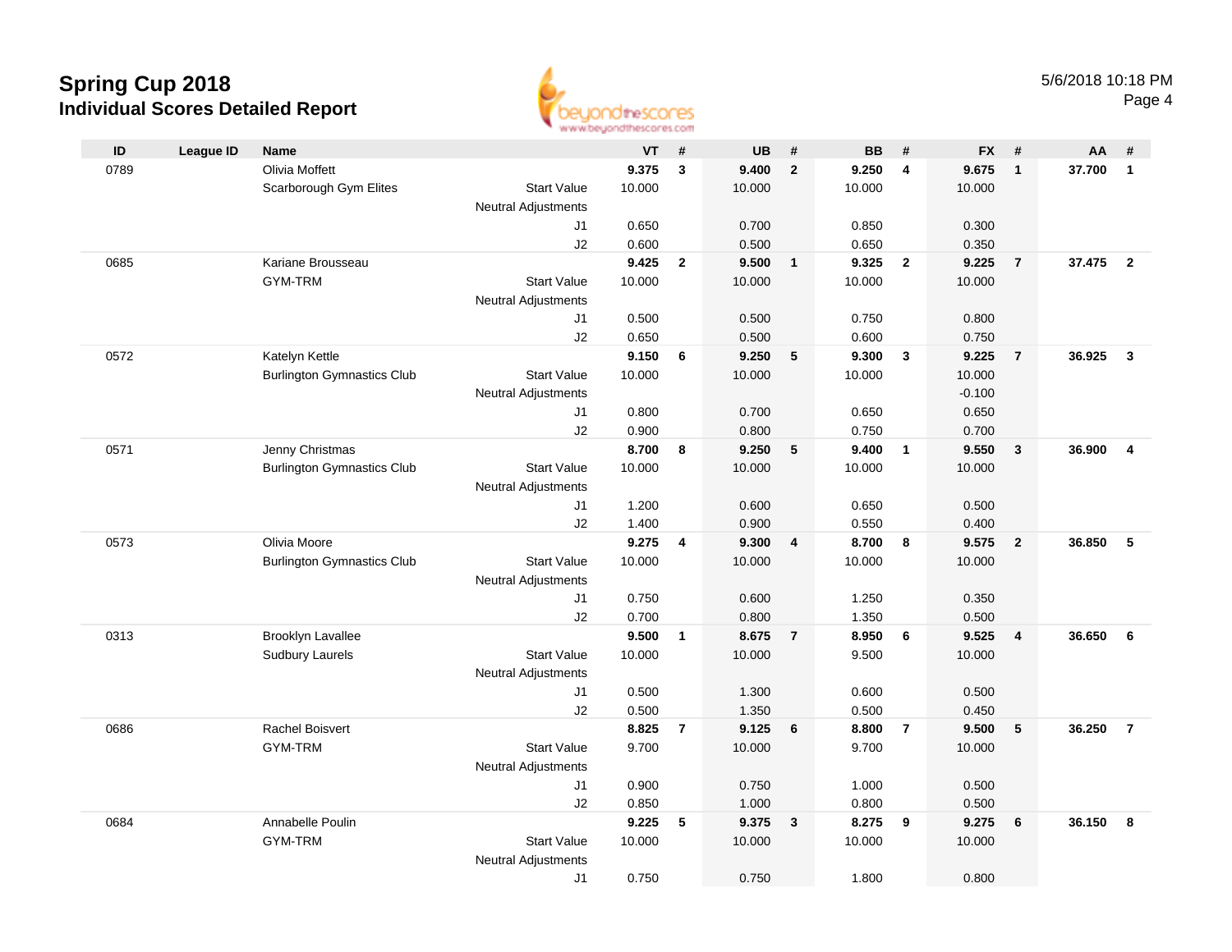# Spring Cup 2018
## Individual Scores Detailed Report

5/6/2018 10:18 PM

| ID | League ID | Name | | VT | # | UB | # | BB | # | FX | # | AA | # |
|---|---|---|---|---|---|---|---|---|---|---|---|---|---|
| 0789 | | Olivia Moffett | | **9.375** | **3** | **9.400** | **2** | **9.250** | **4** | **9.675** | **1** | **37.700** | **1** |
| | | Scarborough Gym Elites | Start Value | 10.000 | | 10.000 | | 10.000 | | 10.000 | | | |
| | | | Neutral Adjustments | | | | | | | | | | |
| | | | J1 | 0.650 | | 0.700 | | 0.850 | | 0.300 | | | |
| | | | J2 | 0.600 | | 0.500 | | 0.650 | | 0.350 | | | |
| 0685 | | Kariane Brousseau | | **9.425** | **2** | **9.500** | **1** | **9.325** | **2** | **9.225** | **7** | **37.475** | **2** |
| | | GYM-TRM | Start Value | 10.000 | | 10.000 | | 10.000 | | 10.000 | | | |
| | | | Neutral Adjustments | | | | | | | | | | |
| | | | J1 | 0.500 | | 0.500 | | 0.750 | | 0.800 | | | |
| | | | J2 | 0.650 | | 0.500 | | 0.600 | | 0.750 | | | |
| 0572 | | Katelyn Kettle | | **9.150** | **6** | **9.250** | **5** | **9.300** | **3** | **9.225** | **7** | **36.925** | **3** |
| | | Burlington Gymnastics Club | Start Value | 10.000 | | 10.000 | | 10.000 | | 10.000 | | | |
| | | | Neutral Adjustments | | | | | | | -0.100 | | | |
| | | | J1 | 0.800 | | 0.700 | | 0.650 | | 0.650 | | | |
| | | | J2 | 0.900 | | 0.800 | | 0.750 | | 0.700 | | | |
| 0571 | | Jenny Christmas | | **8.700** | **8** | **9.250** | **5** | **9.400** | **1** | **9.550** | **3** | **36.900** | **4** |
| | | Burlington Gymnastics Club | Start Value | 10.000 | | 10.000 | | 10.000 | | 10.000 | | | |
| | | | Neutral Adjustments | | | | | | | | | | |
| | | | J1 | 1.200 | | 0.600 | | 0.650 | | 0.500 | | | |
| | | | J2 | 1.400 | | 0.900 | | 0.550 | | 0.400 | | | |
| 0573 | | Olivia Moore | | **9.275** | **4** | **9.300** | **4** | **8.700** | **8** | **9.575** | **2** | **36.850** | **5** |
| | | Burlington Gymnastics Club | Start Value | 10.000 | | 10.000 | | 10.000 | | 10.000 | | | |
| | | | Neutral Adjustments | | | | | | | | | | |
| | | | J1 | 0.750 | | 0.600 | | 1.250 | | 0.350 | | | |
| | | | J2 | 0.700 | | 0.800 | | 1.350 | | 0.500 | | | |
| 0313 | | Brooklyn Lavallee | | **9.500** | **1** | **8.675** | **7** | **8.950** | **6** | **9.525** | **4** | **36.650** | **6** |
| | | Sudbury Laurels | Start Value | 10.000 | | 10.000 | | 9.500 | | 10.000 | | | |
| | | | Neutral Adjustments | | | | | | | | | | |
| | | | J1 | 0.500 | | 1.300 | | 0.600 | | 0.500 | | | |
| | | | J2 | 0.500 | | 1.350 | | 0.500 | | 0.450 | | | |
| 0686 | | Rachel Boisvert | | **8.825** | **7** | **9.125** | **6** | **8.800** | **7** | **9.500** | **5** | **36.250** | **7** |
| | | GYM-TRM | Start Value | 9.700 | | 10.000 | | 9.700 | | 10.000 | | | |
| | | | Neutral Adjustments | | | | | | | | | | |
| | | | J1 | 0.900 | | 0.750 | | 1.000 | | 0.500 | | | |
| | | | J2 | 0.850 | | 1.000 | | 0.800 | | 0.500 | | | |
| 0684 | | Annabelle Poulin | | **9.225** | **5** | **9.375** | **3** | **8.275** | **9** | **9.275** | **6** | **36.150** | **8** |
| | | GYM-TRM | Start Value | 10.000 | | 10.000 | | 10.000 | | 10.000 | | | |
| | | | Neutral Adjustments | | | | | | | | | | |
| | | | J1 | 0.750 | | 0.750 | | 1.800 | | 0.800 | | | |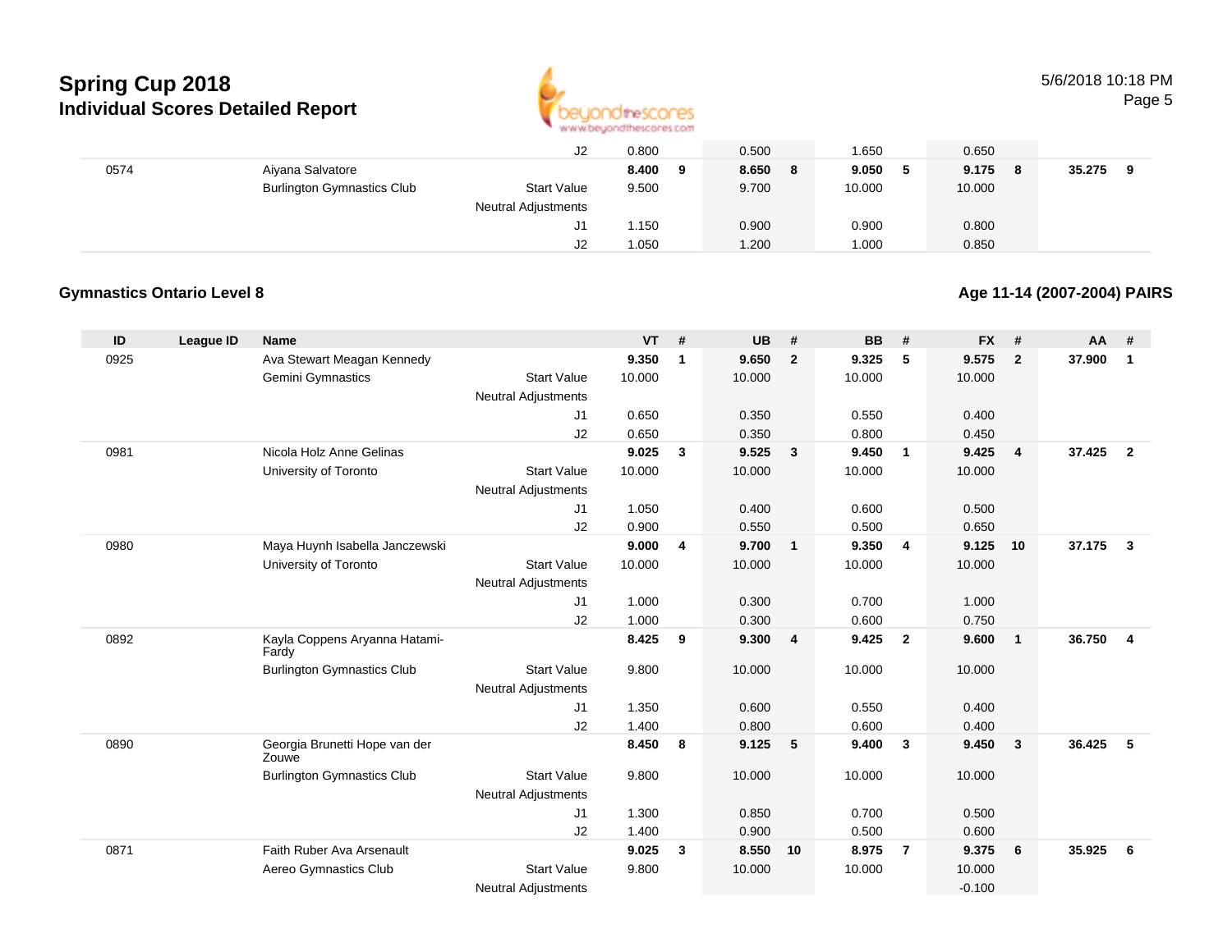| | | | | | | | | | | | | | |
|---|---|---|---|---|---|---|---|---|---|---|---|---|---|
| | | | J2 | 0.800 | | 0.500 | | 1.650 | | 0.650 | | | |
| 0574 | | Aiyana Salvatore | | **8.400** | **9** | **8.650** | **8** | **9.050** | **5** | **9.175** | **8** | **35.275** | **9** |
| | | Burlington Gymnastics Club | Start Value | 9.500 | | 9.700 | | 10.000 | | 10.000 | | | |
| | | | Neutral Adjustments | | | | | | | | | | |
| | | | J1 | 1.150 | | 0.900 | | 0.900 | | 0.800 | | | |
| | | | J2 | 1.050 | | 1.200 | | 1.000 | | 0.850 | | | |

**Gymnastics Ontario Level 8**

**Age 11-14 (2007-2004) PAIRS**

| ID | League ID | Name | | VT | # | UB | # | BB | # | FX | # | AA | # |
|---|---|---|---|---|---|---|---|---|---|---|---|---|---|
| 0925 | | Ava Stewart Meagan Kennedy | | **9.350** | **1** | **9.650** | **2** | **9.325** | **5** | **9.575** | **2** | **37.900** | **1** |
| | | Gemini Gymnastics | Start Value | 10.000 | | 10.000 | | 10.000 | | 10.000 | | | |
| | | | Neutral Adjustments | | | | | | | | | | |
| | | | J1 | 0.650 | | 0.350 | | 0.550 | | 0.400 | | | |
| | | | J2 | 0.650 | | 0.350 | | 0.800 | | 0.450 | | | |
| 0981 | | Nicola Holz Anne Gelinas | | **9.025** | **3** | **9.525** | **3** | **9.450** | **1** | **9.425** | **4** | **37.425** | **2** |
| | | University of Toronto | Start Value | 10.000 | | 10.000 | | 10.000 | | 10.000 | | | |
| | | | Neutral Adjustments | | | | | | | | | | |
| | | | J1 | 1.050 | | 0.400 | | 0.600 | | 0.500 | | | |
| | | | J2 | 0.900 | | 0.550 | | 0.500 | | 0.650 | | | |
| 0980 | | Maya Huynh Isabella Janczewski | | **9.000** | **4** | **9.700** | **1** | **9.350** | **4** | **9.125** | **10** | **37.175** | **3** |
| | | University of Toronto | Start Value | 10.000 | | 10.000 | | 10.000 | | 10.000 | | | |
| | | | Neutral Adjustments | | | | | | | | | | |
| | | | J1 | 1.000 | | 0.300 | | 0.700 | | 1.000 | | | |
| | | | J2 | 1.000 | | 0.300 | | 0.600 | | 0.750 | | | |
| 0892 | | Kayla Coppens Aryanna Hatami-Fardy | | **8.425** | **9** | **9.300** | **4** | **9.425** | **2** | **9.600** | **1** | **36.750** | **4** |
| | | Burlington Gymnastics Club | Start Value | 9.800 | | 10.000 | | 10.000 | | 10.000 | | | |
| | | | Neutral Adjustments | | | | | | | | | | |
| | | | J1 | 1.350 | | 0.600 | | 0.550 | | 0.400 | | | |
| | | | J2 | 1.400 | | 0.800 | | 0.600 | | 0.400 | | | |
| 0890 | | Georgia Brunetti Hope van der Zouwe | | **8.450** | **8** | **9.125** | **5** | **9.400** | **3** | **9.450** | **3** | **36.425** | **5** |
| | | Burlington Gymnastics Club | Start Value | 9.800 | | 10.000 | | 10.000 | | 10.000 | | | |
| | | | Neutral Adjustments | | | | | | | | | | |
| | | | J1 | 1.300 | | 0.850 | | 0.700 | | 0.500 | | | |
| | | | J2 | 1.400 | | 0.900 | | 0.500 | | 0.600 | | | |
| 0871 | | Faith Ruber Ava Arsenault | | **9.025** | **3** | **8.550** | **10** | **8.975** | **7** | **9.375** | **6** | **35.925** | **6** |
| | | Aereo Gymnastics Club | Start Value | 9.800 | | 10.000 | | 10.000 | | 10.000 | | | |
| | | | Neutral Adjustments | | | | | | | -0.100 | | | |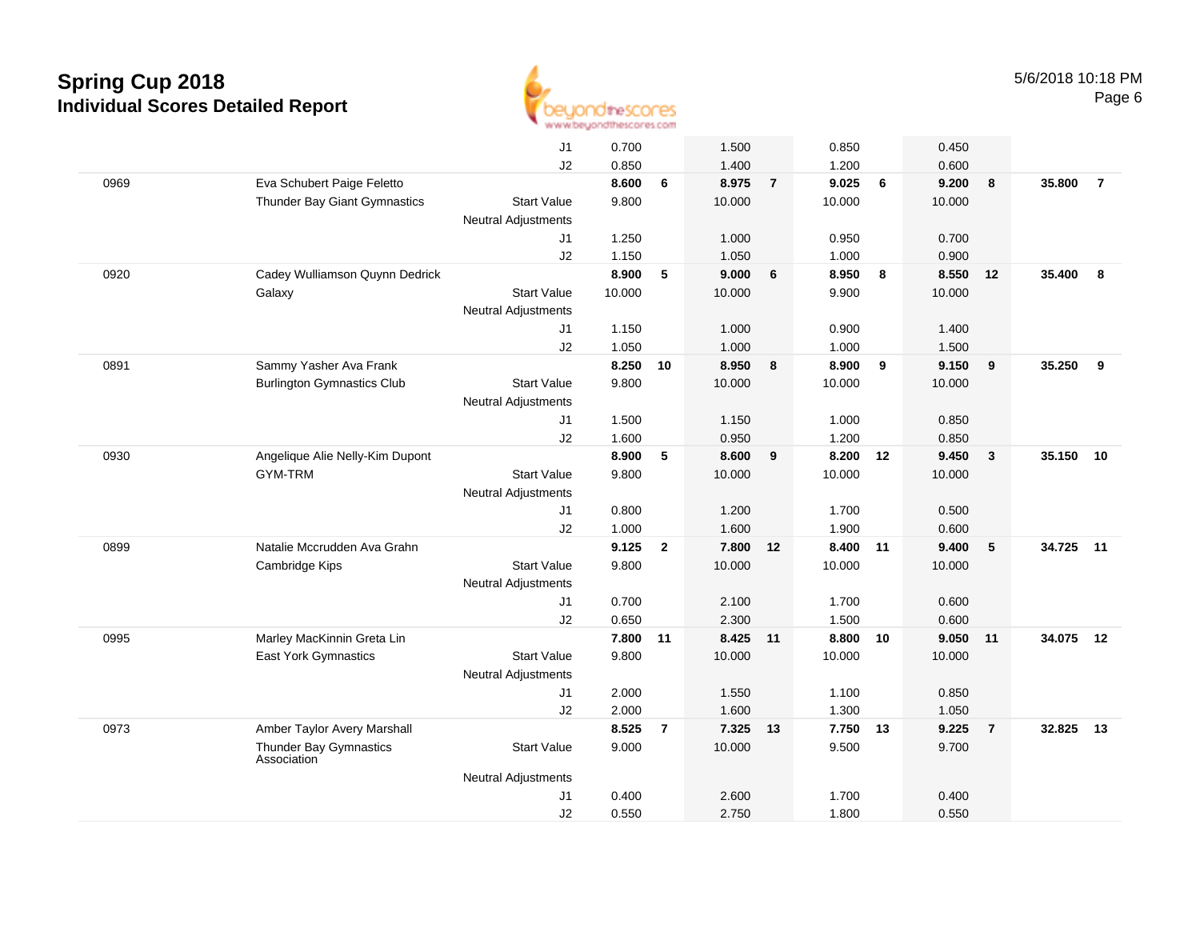# Spring Cup 2018
## Individual Scores Detailed Report

5/6/2018 10:18 PM

| | | | | | | | | | | | | |
|---|---|---|---|---|---|---|---|---|---|---|---|---|
| | | J1 | 0.700 | | 1.500 | | 0.850 | | 0.450 | | | |
| | | J2 | 0.850 | | 1.400 | | 1.200 | | 0.600 | | | |
| 0969 | Eva Schubert Paige Feletto | | **8.600** | **6** | **8.975** | **7** | **9.025** | **6** | **9.200** | **8** | **35.800** | **7** |
| | Thunder Bay Giant Gymnastics | Start Value | 9.800 | | 10.000 | | 10.000 | | 10.000 | | | |
| | | Neutral Adjustments | | | | | | | | | | |
| | | J1 | 1.250 | | 1.000 | | 0.950 | | 0.700 | | | |
| | | J2 | 1.150 | | 1.050 | | 1.000 | | 0.900 | | | |
| 0920 | Cadey Wulliamson Quynn Dedrick | | **8.900** | **5** | **9.000** | **6** | **8.950** | **8** | **8.550** | **12** | **35.400** | **8** |
| | Galaxy | Start Value | 10.000 | | 10.000 | | 9.900 | | 10.000 | | | |
| | | Neutral Adjustments | | | | | | | | | | |
| | | J1 | 1.150 | | 1.000 | | 0.900 | | 1.400 | | | |
| | | J2 | 1.050 | | 1.000 | | 1.000 | | 1.500 | | | |
| 0891 | Sammy Yasher Ava Frank | | **8.250** | **10** | **8.950** | **8** | **8.900** | **9** | **9.150** | **9** | **35.250** | **9** |
| | Burlington Gymnastics Club | Start Value | 9.800 | | 10.000 | | 10.000 | | 10.000 | | | |
| | | Neutral Adjustments | | | | | | | | | | |
| | | J1 | 1.500 | | 1.150 | | 1.000 | | 0.850 | | | |
| | | J2 | 1.600 | | 0.950 | | 1.200 | | 0.850 | | | |
| 0930 | Angelique Alie Nelly-Kim Dupont | | **8.900** | **5** | **8.600** | **9** | **8.200** | **12** | **9.450** | **3** | **35.150** | **10** |
| | GYM-TRM | Start Value | 9.800 | | 10.000 | | 10.000 | | 10.000 | | | |
| | | Neutral Adjustments | | | | | | | | | | |
| | | J1 | 0.800 | | 1.200 | | 1.700 | | 0.500 | | | |
| | | J2 | 1.000 | | 1.600 | | 1.900 | | 0.600 | | | |
| 0899 | Natalie Mccrudden Ava Grahn | | **9.125** | **2** | **7.800** | **12** | **8.400** | **11** | **9.400** | **5** | **34.725** | **11** |
| | Cambridge Kips | Start Value | 9.800 | | 10.000 | | 10.000 | | 10.000 | | | |
| | | Neutral Adjustments | | | | | | | | | | |
| | | J1 | 0.700 | | 2.100 | | 1.700 | | 0.600 | | | |
| | | J2 | 0.650 | | 2.300 | | 1.500 | | 0.600 | | | |
| 0995 | Marley MacKinnin Greta Lin | | **7.800** | **11** | **8.425** | **11** | **8.800** | **10** | **9.050** | **11** | **34.075** | **12** |
| | East York Gymnastics | Start Value | 9.800 | | 10.000 | | 10.000 | | 10.000 | | | |
| | | Neutral Adjustments | | | | | | | | | | |
| | | J1 | 2.000 | | 1.550 | | 1.100 | | 0.850 | | | |
| | | J2 | 2.000 | | 1.600 | | 1.300 | | 1.050 | | | |
| 0973 | Amber Taylor Avery Marshall | | **8.525** | **7** | **7.325** | **13** | **7.750** | **13** | **9.225** | **7** | **32.825** | **13** |
| | Thunder Bay Gymnastics Association | Start Value | 9.000 | | 10.000 | | 9.500 | | 9.700 | | | |
| | | Neutral Adjustments | | | | | | | | | | |
| | | J1 | 0.400 | | 2.600 | | 1.700 | | 0.400 | | | |
| | | J2 | 0.550 | | 2.750 | | 1.800 | | 0.550 | | | |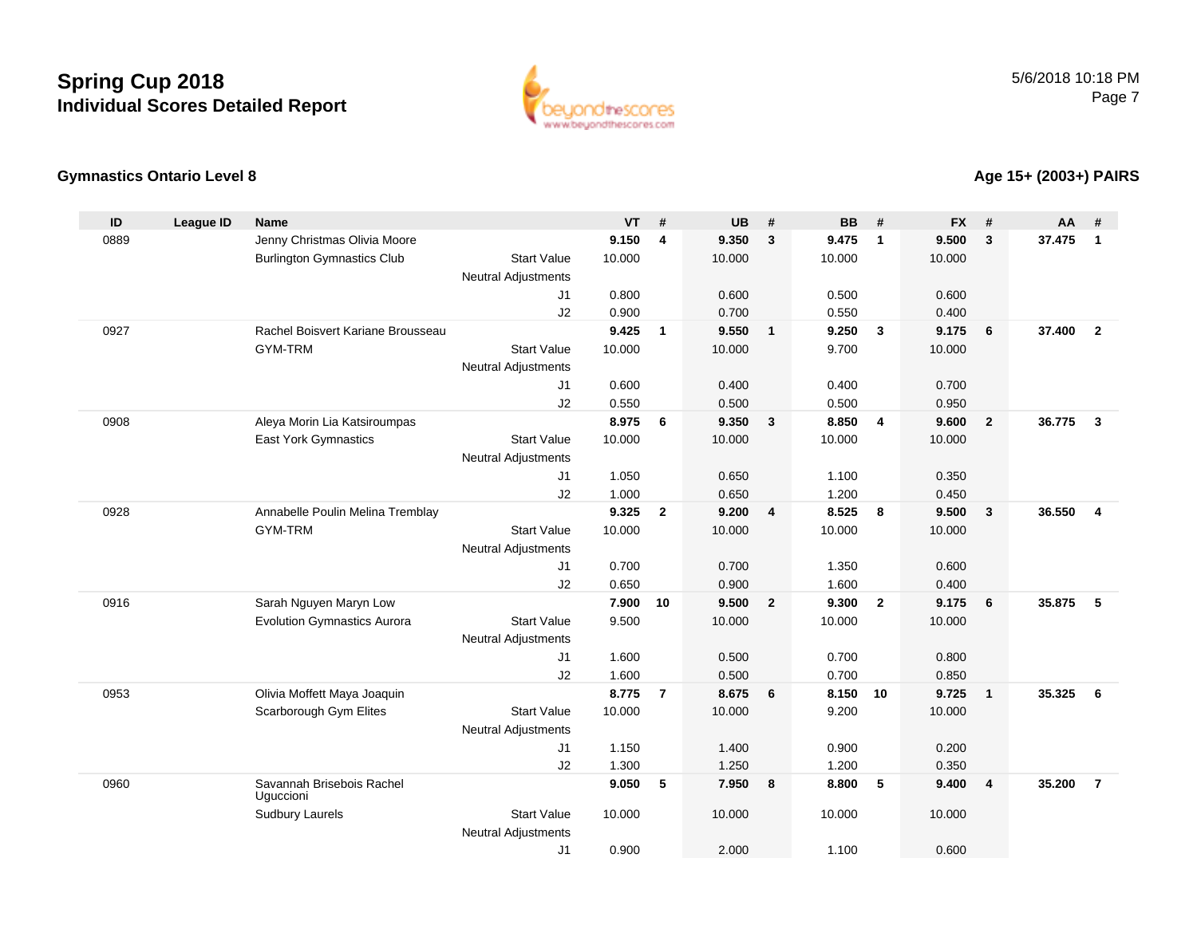# Spring Cup 2018

## Individual Scores Detailed Report

5/6/2018 10:18 PM

### Gymnastics Ontario Level 8

### Age 15+ (2003+) PAIRS

| ID | League ID | Name | | VT | # | UB | # | BB | # | FX | # | AA | # |
|---|---|---|---|---|---|---|---|---|---|---|---|---|---|
| 0889 | | Jenny Christmas Olivia Moore | | **9.150** | **4** | **9.350** | **3** | **9.475** | **1** | **9.500** | **3** | **37.475** | **1** |
| | | Burlington Gymnastics Club | Start Value | 10.000 | | 10.000 | | 10.000 | | 10.000 | | | |
| | | | Neutral Adjustments | | | | | | | | | | |
| | | | J1 | 0.800 | | 0.600 | | 0.500 | | 0.600 | | | |
| | | | J2 | 0.900 | | 0.700 | | 0.550 | | 0.400 | | | |
| 0927 | | Rachel Boisvert Kariane Brousseau | | **9.425** | **1** | **9.550** | **1** | **9.250** | **3** | **9.175** | **6** | **37.400** | **2** |
| | | GYM-TRM | Start Value | 10.000 | | 10.000 | | 9.700 | | 10.000 | | | |
| | | | Neutral Adjustments | | | | | | | | | | |
| | | | J1 | 0.600 | | 0.400 | | 0.400 | | 0.700 | | | |
| | | | J2 | 0.550 | | 0.500 | | 0.500 | | 0.950 | | | |
| 0908 | | Aleya Morin Lia Katsiroumpas | | **8.975** | **6** | **9.350** | **3** | **8.850** | **4** | **9.600** | **2** | **36.775** | **3** |
| | | East York Gymnastics | Start Value | 10.000 | | 10.000 | | 10.000 | | 10.000 | | | |
| | | | Neutral Adjustments | | | | | | | | | | |
| | | | J1 | 1.050 | | 0.650 | | 1.100 | | 0.350 | | | |
| | | | J2 | 1.000 | | 0.650 | | 1.200 | | 0.450 | | | |
| 0928 | | Annabelle Poulin Melina Tremblay | | **9.325** | **2** | **9.200** | **4** | **8.525** | **8** | **9.500** | **3** | **36.550** | **4** |
| | | GYM-TRM | Start Value | 10.000 | | 10.000 | | 10.000 | | 10.000 | | | |
| | | | Neutral Adjustments | | | | | | | | | | |
| | | | J1 | 0.700 | | 0.700 | | 1.350 | | 0.600 | | | |
| | | | J2 | 0.650 | | 0.900 | | 1.600 | | 0.400 | | | |
| 0916 | | Sarah Nguyen Maryn Low | | **7.900** | **10** | **9.500** | **2** | **9.300** | **2** | **9.175** | **6** | **35.875** | **5** |
| | | Evolution Gymnastics Aurora | Start Value | 9.500 | | 10.000 | | 10.000 | | 10.000 | | | |
| | | | Neutral Adjustments | | | | | | | | | | |
| | | | J1 | 1.600 | | 0.500 | | 0.700 | | 0.800 | | | |
| | | | J2 | 1.600 | | 0.500 | | 0.700 | | 0.850 | | | |
| 0953 | | Olivia Moffett Maya Joaquin | | **8.775** | **7** | **8.675** | **6** | **8.150** | **10** | **9.725** | **1** | **35.325** | **6** |
| | | Scarborough Gym Elites | Start Value | 10.000 | | 10.000 | | 9.200 | | 10.000 | | | |
| | | | Neutral Adjustments | | | | | | | | | | |
| | | | J1 | 1.150 | | 1.400 | | 0.900 | | 0.200 | | | |
| | | | J2 | 1.300 | | 1.250 | | 1.200 | | 0.350 | | | |
| 0960 | | Savannah Brisebois Rachel Uguccioni | | **9.050** | **5** | **7.950** | **8** | **8.800** | **5** | **9.400** | **4** | **35.200** | **7** |
| | | Sudbury Laurels | Start Value | 10.000 | | 10.000 | | 10.000 | | 10.000 | | | |
| | | | Neutral Adjustments | | | | | | | | | | |
| | | | J1 | 0.900 | | 2.000 | | 1.100 | | 0.600 | | | |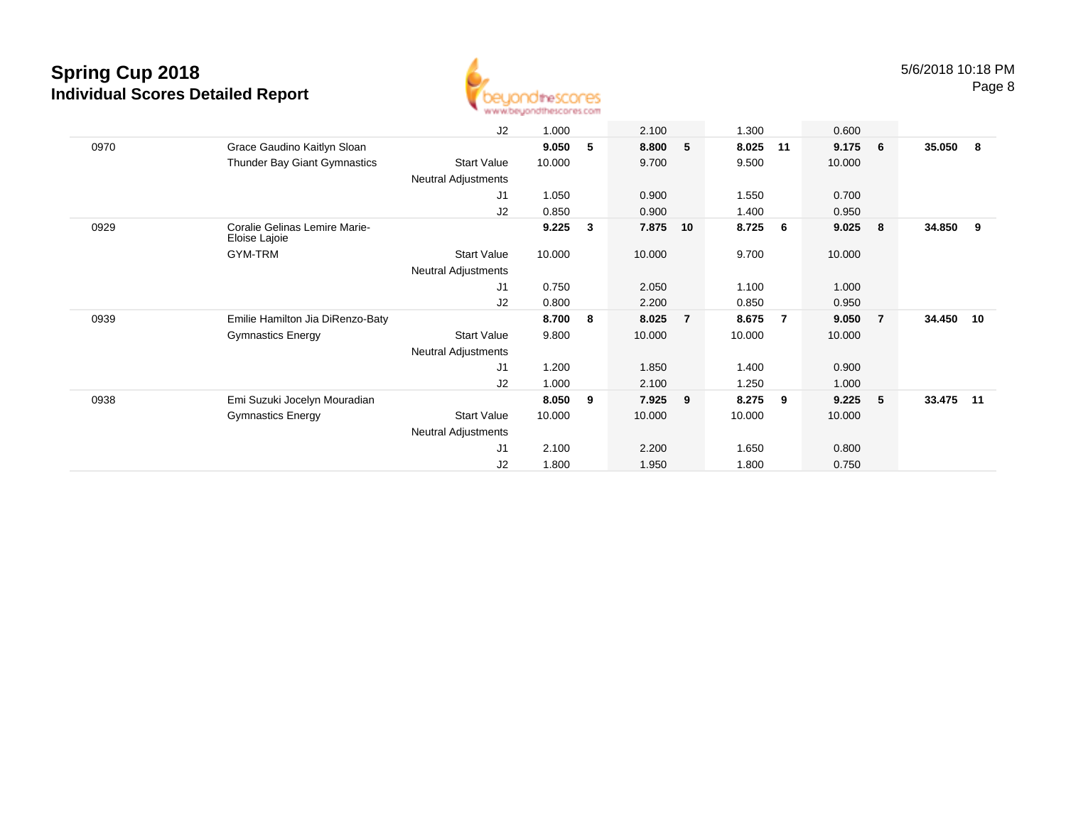# Spring Cup 2018

## Individual Scores Detailed Report

| | | | | | | | | | | | | |
|---|---|---|---|---|---|---|---|---|---|---|---|---|
| | | J2 | 1.000 | | 2.100 | | 1.300 | | 0.600 | | | |
| 0970 | Grace Gaudino Kaitlyn Sloan | | **9.050** | **5** | **8.800** | **5** | **8.025** | **11** | **9.175** | **6** | **35.050** | **8** |
| | Thunder Bay Giant Gymnastics | Start Value | 10.000 | | 9.700 | | 9.500 | | 10.000 | | | |
| | | Neutral Adjustments | | | | | | | | | | |
| | | J1 | 1.050 | | 0.900 | | 1.550 | | 0.700 | | | |
| | | J2 | 0.850 | | 0.900 | | 1.400 | | 0.950 | | | |
| 0929 | Coralie Gelinas Lemire Marie-Eloise Lajoie | | **9.225** | **3** | **7.875** | **10** | **8.725** | **6** | **9.025** | **8** | **34.850** | **9** |
| | GYM-TRM | Start Value | 10.000 | | 10.000 | | 9.700 | | 10.000 | | | |
| | | Neutral Adjustments | | | | | | | | | | |
| | | J1 | 0.750 | | 2.050 | | 1.100 | | 1.000 | | | |
| | | J2 | 0.800 | | 2.200 | | 0.850 | | 0.950 | | | |
| 0939 | Emilie Hamilton Jia DiRenzo-Baty | | **8.700** | **8** | **8.025** | **7** | **8.675** | **7** | **9.050** | **7** | **34.450** | **10** |
| | Gymnastics Energy | Start Value | 9.800 | | 10.000 | | 10.000 | | 10.000 | | | |
| | | Neutral Adjustments | | | | | | | | | | |
| | | J1 | 1.200 | | 1.850 | | 1.400 | | 0.900 | | | |
| | | J2 | 1.000 | | 2.100 | | 1.250 | | 1.000 | | | |
| 0938 | Emi Suzuki Jocelyn Mouradian | | **8.050** | **9** | **7.925** | **9** | **8.275** | **9** | **9.225** | **5** | **33.475** | **11** |
| | Gymnastics Energy | Start Value | 10.000 | | 10.000 | | 10.000 | | 10.000 | | | |
| | | Neutral Adjustments | | | | | | | | | | |
| | | J1 | 2.100 | | 2.200 | | 1.650 | | 0.800 | | | |
| | | J2 | 1.800 | | 1.950 | | 1.800 | | 0.750 | | | |